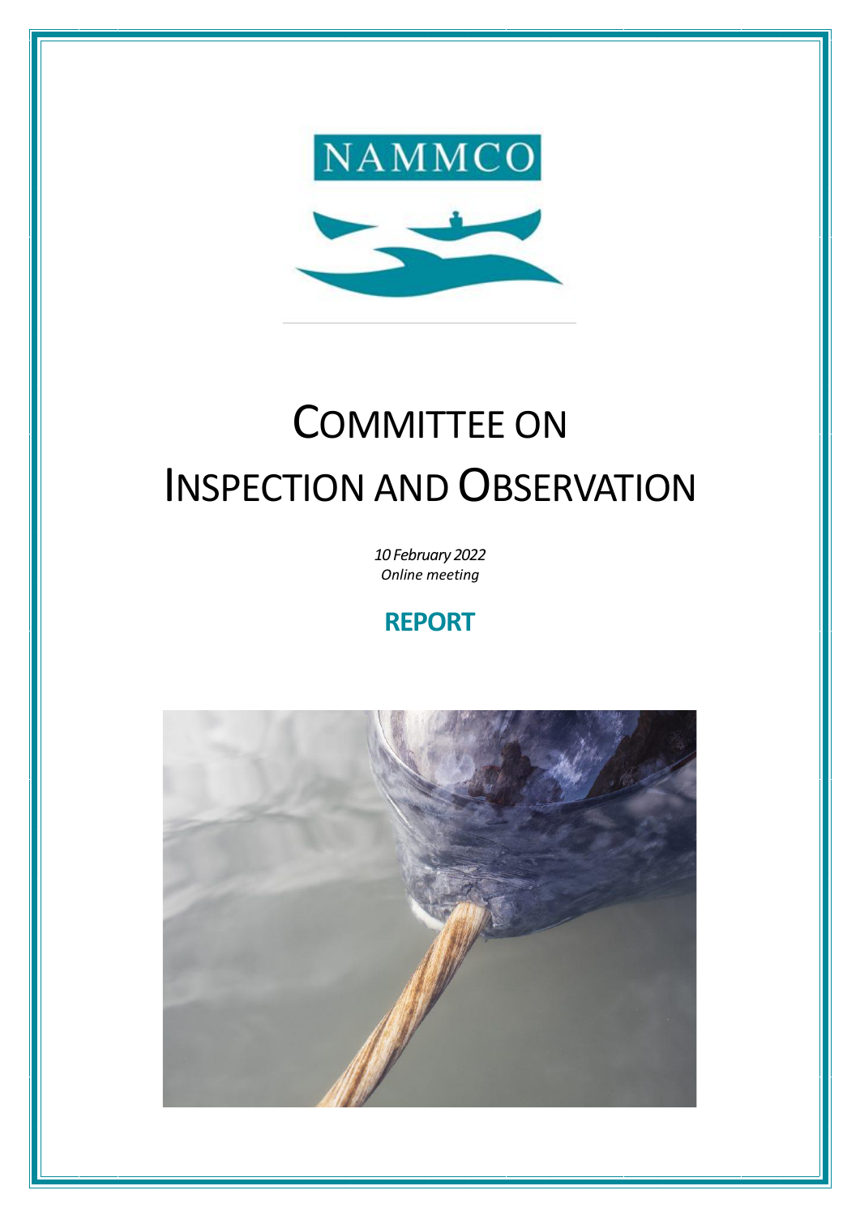NAMMCO

# Committee on Inspection and Observation

*10 February 2022*
*Online meeting*

**REPORT**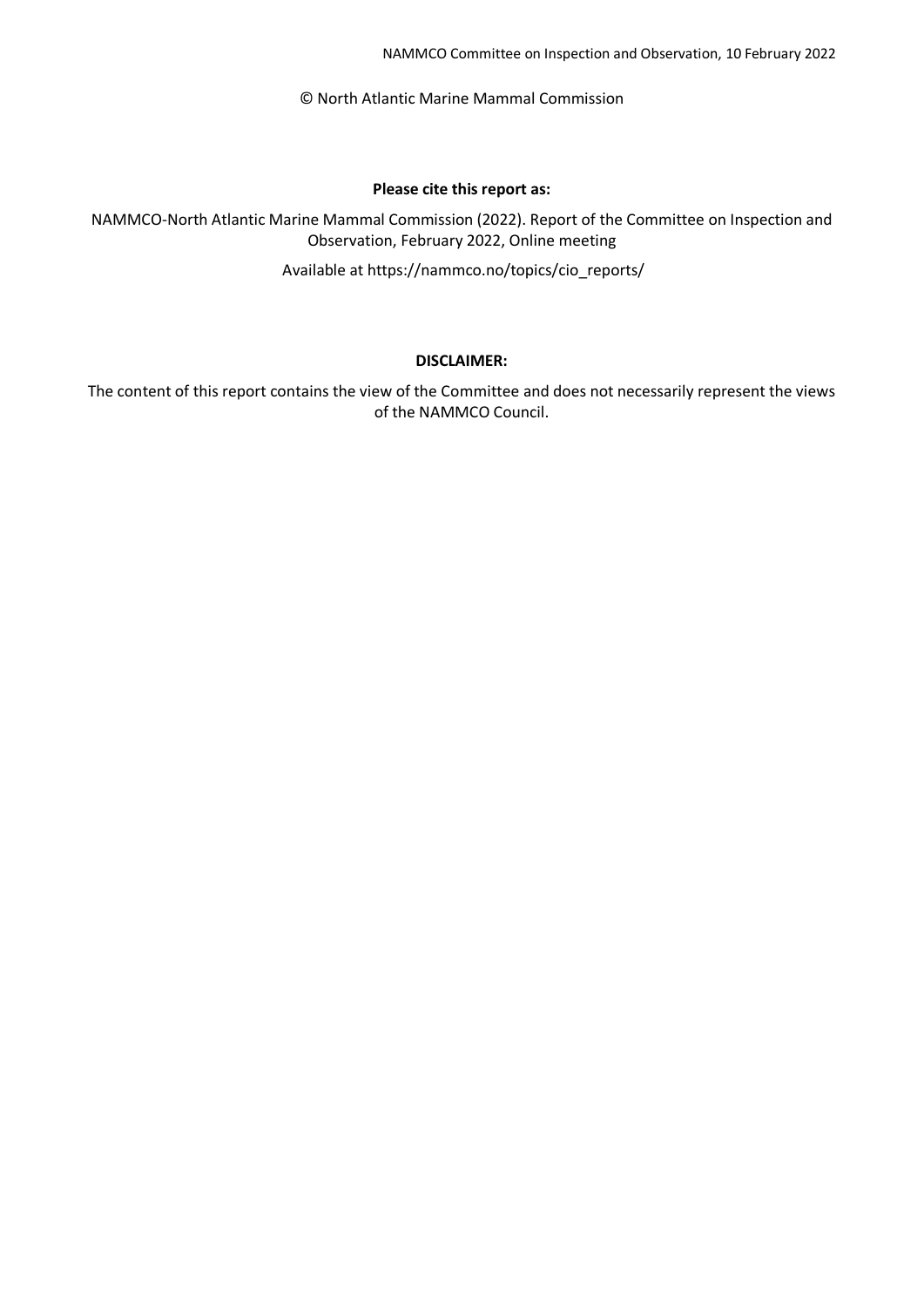© North Atlantic Marine Mammal Commission

**Please cite this report as:**

NAMMCO-North Atlantic Marine Mammal Commission (2022). Report of the Committee on Inspection and Observation, February 2022, Online meeting

Available at https://nammco.no/topics/cio_reports/

**DISCLAIMER:**

The content of this report contains the view of the Committee and does not necessarily represent the views of the NAMMCO Council.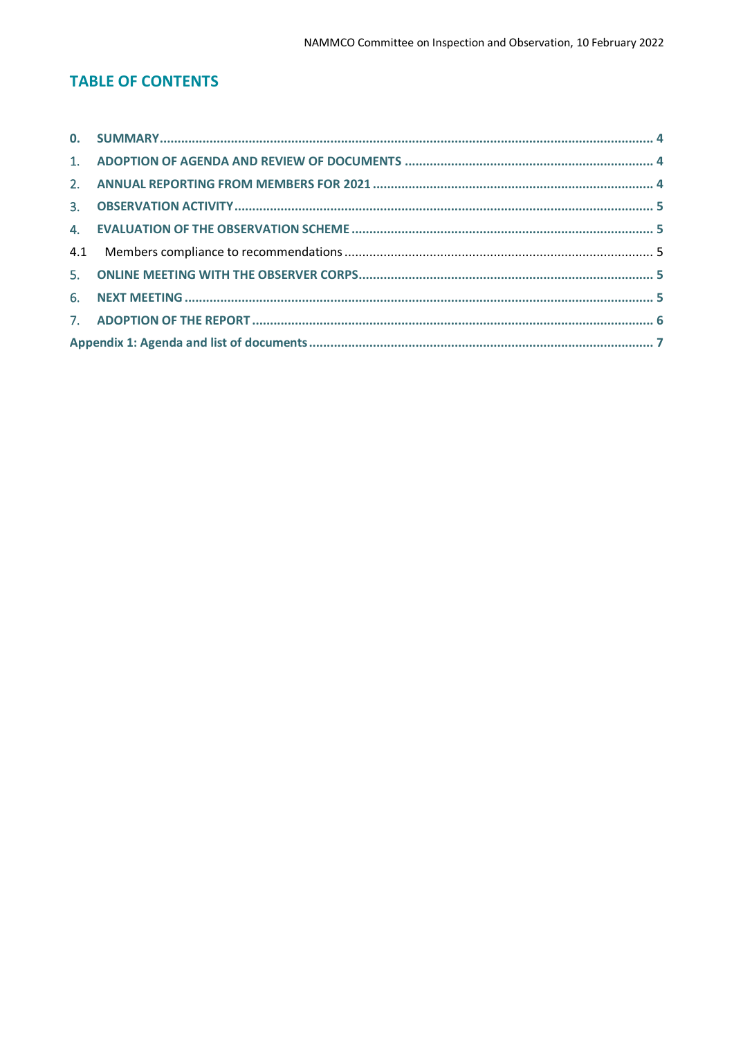## TABLE OF CONTENTS

**0. SUMMARY** ..... **4**

**1. ADOPTION OF AGENDA AND REVIEW OF DOCUMENTS** ..... **4**

**2. ANNUAL REPORTING FROM MEMBERS FOR 2021** ..... **4**

**3. OBSERVATION ACTIVITY** ..... **5**

**4. EVALUATION OF THE OBSERVATION SCHEME** ..... **5**

4.1 Members compliance to recommendations ..... 5

**5. ONLINE MEETING WITH THE OBSERVER CORPS** ..... **5**

**6. NEXT MEETING** ..... **5**

**7. ADOPTION OF THE REPORT** ..... **6**

**Appendix 1: Agenda and list of documents** ..... **7**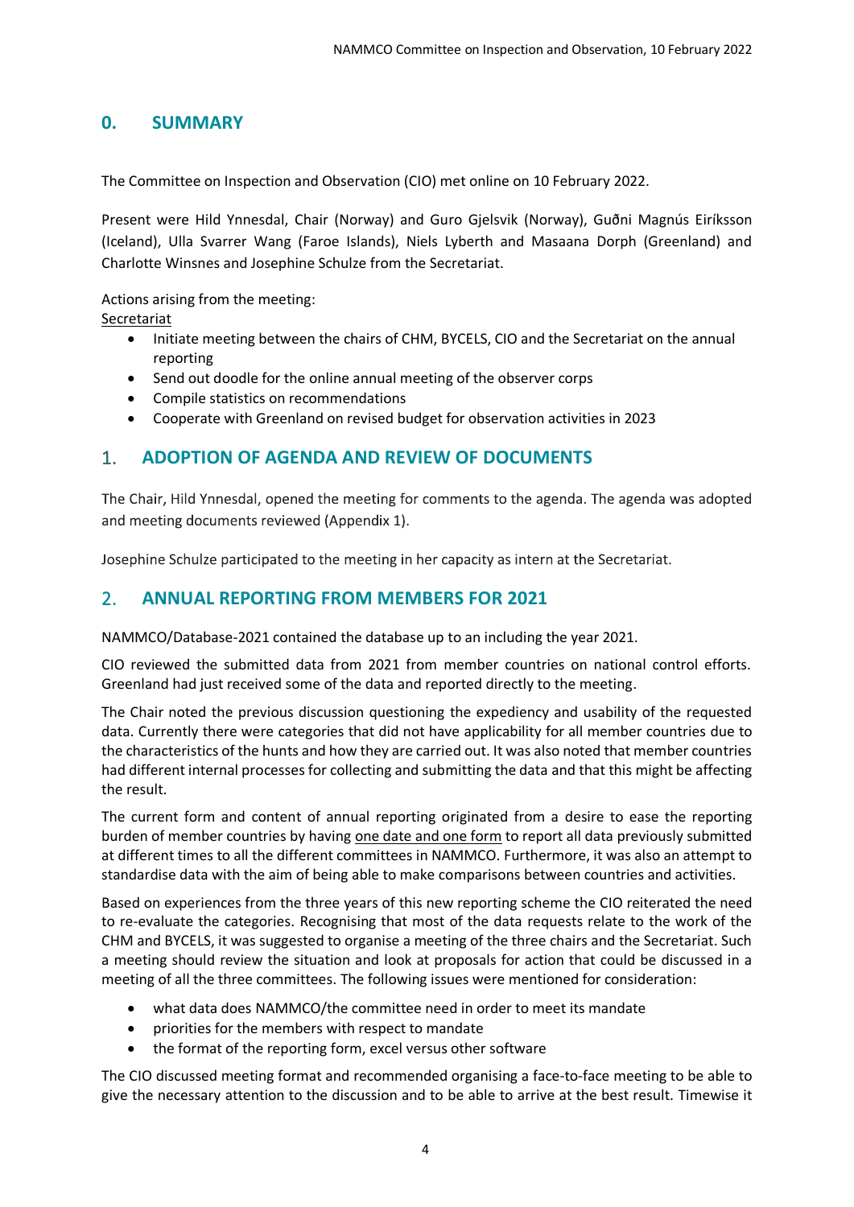## 0. SUMMARY

The Committee on Inspection and Observation (CIO) met online on 10 February 2022.

Present were Hild Ynnesdal, Chair (Norway) and Guro Gjelsvik (Norway), Guðni Magnús Eiríksson (Iceland), Ulla Svarrer Wang (Faroe Islands), Niels Lyberth and Masaana Dorph (Greenland) and Charlotte Winsnes and Josephine Schulze from the Secretariat.

Actions arising from the meeting:
<u>Secretariat</u>

- Initiate meeting between the chairs of CHM, BYCELS, CIO and the Secretariat on the annual reporting
- Send out doodle for the online annual meeting of the observer corps
- Compile statistics on recommendations
- Cooperate with Greenland on revised budget for observation activities in 2023

## 1. ADOPTION OF AGENDA AND REVIEW OF DOCUMENTS

The Chair, Hild Ynnesdal, opened the meeting for comments to the agenda. The agenda was adopted and meeting documents reviewed (Appendix 1).

Josephine Schulze participated to the meeting in her capacity as intern at the Secretariat.

## 2. ANNUAL REPORTING FROM MEMBERS FOR 2021

NAMMCO/Database-2021 contained the database up to an including the year 2021.

CIO reviewed the submitted data from 2021 from member countries on national control efforts. Greenland had just received some of the data and reported directly to the meeting.

The Chair noted the previous discussion questioning the expediency and usability of the requested data. Currently there were categories that did not have applicability for all member countries due to the characteristics of the hunts and how they are carried out. It was also noted that member countries had different internal processes for collecting and submitting the data and that this might be affecting the result.

The current form and content of annual reporting originated from a desire to ease the reporting burden of member countries by having <u>one date and one form</u> to report all data previously submitted at different times to all the different committees in NAMMCO. Furthermore, it was also an attempt to standardise data with the aim of being able to make comparisons between countries and activities.

Based on experiences from the three years of this new reporting scheme the CIO reiterated the need to re-evaluate the categories. Recognising that most of the data requests relate to the work of the CHM and BYCELS, it was suggested to organise a meeting of the three chairs and the Secretariat. Such a meeting should review the situation and look at proposals for action that could be discussed in a meeting of all the three committees. The following issues were mentioned for consideration:

- what data does NAMMCO/the committee need in order to meet its mandate
- priorities for the members with respect to mandate
- the format of the reporting form, excel versus other software

The CIO discussed meeting format and recommended organising a face-to-face meeting to be able to give the necessary attention to the discussion and to be able to arrive at the best result. Timewise it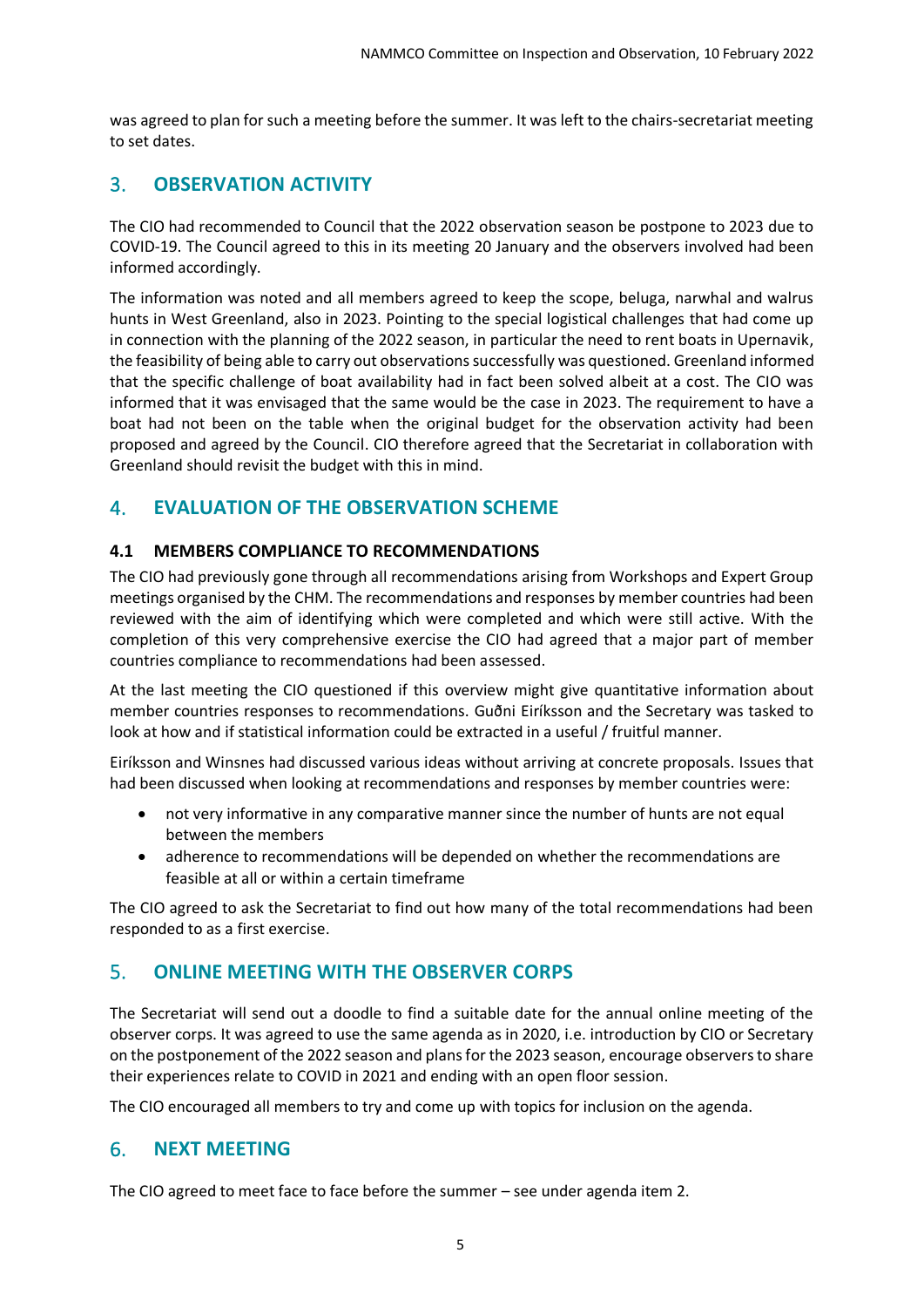was agreed to plan for such a meeting before the summer. It was left to the chairs-secretariat meeting to set dates.

## 3. OBSERVATION ACTIVITY

The CIO had recommended to Council that the 2022 observation season be postpone to 2023 due to COVID-19. The Council agreed to this in its meeting 20 January and the observers involved had been informed accordingly.

The information was noted and all members agreed to keep the scope, beluga, narwhal and walrus hunts in West Greenland, also in 2023. Pointing to the special logistical challenges that had come up in connection with the planning of the 2022 season, in particular the need to rent boats in Upernavik, the feasibility of being able to carry out observations successfully was questioned. Greenland informed that the specific challenge of boat availability had in fact been solved albeit at a cost. The CIO was informed that it was envisaged that the same would be the case in 2023. The requirement to have a boat had not been on the table when the original budget for the observation activity had been proposed and agreed by the Council. CIO therefore agreed that the Secretariat in collaboration with Greenland should revisit the budget with this in mind.

## 4. EVALUATION OF THE OBSERVATION SCHEME

### 4.1 MEMBERS COMPLIANCE TO RECOMMENDATIONS

The CIO had previously gone through all recommendations arising from Workshops and Expert Group meetings organised by the CHM. The recommendations and responses by member countries had been reviewed with the aim of identifying which were completed and which were still active. With the completion of this very comprehensive exercise the CIO had agreed that a major part of member countries compliance to recommendations had been assessed.

At the last meeting the CIO questioned if this overview might give quantitative information about member countries responses to recommendations. Guðni Eiríksson and the Secretary was tasked to look at how and if statistical information could be extracted in a useful / fruitful manner.

Eiríksson and Winsnes had discussed various ideas without arriving at concrete proposals. Issues that had been discussed when looking at recommendations and responses by member countries were:

- not very informative in any comparative manner since the number of hunts are not equal between the members
- adherence to recommendations will be depended on whether the recommendations are feasible at all or within a certain timeframe

The CIO agreed to ask the Secretariat to find out how many of the total recommendations had been responded to as a first exercise.

## 5. ONLINE MEETING WITH THE OBSERVER CORPS

The Secretariat will send out a doodle to find a suitable date for the annual online meeting of the observer corps. It was agreed to use the same agenda as in 2020, i.e. introduction by CIO or Secretary on the postponement of the 2022 season and plans for the 2023 season, encourage observers to share their experiences relate to COVID in 2021 and ending with an open floor session.

The CIO encouraged all members to try and come up with topics for inclusion on the agenda.

## 6. NEXT MEETING

The CIO agreed to meet face to face before the summer – see under agenda item 2.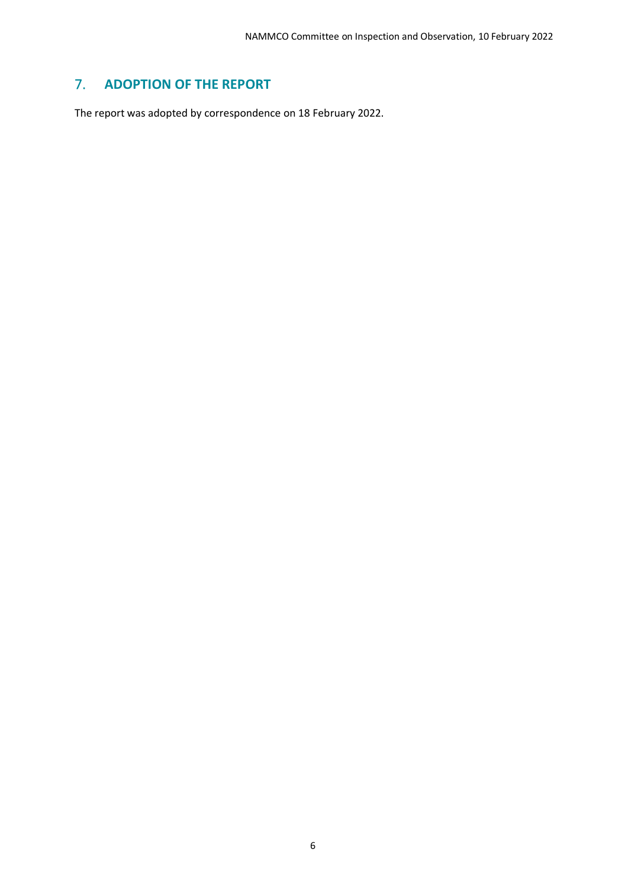## 7. ADOPTION OF THE REPORT

The report was adopted by correspondence on 18 February 2022.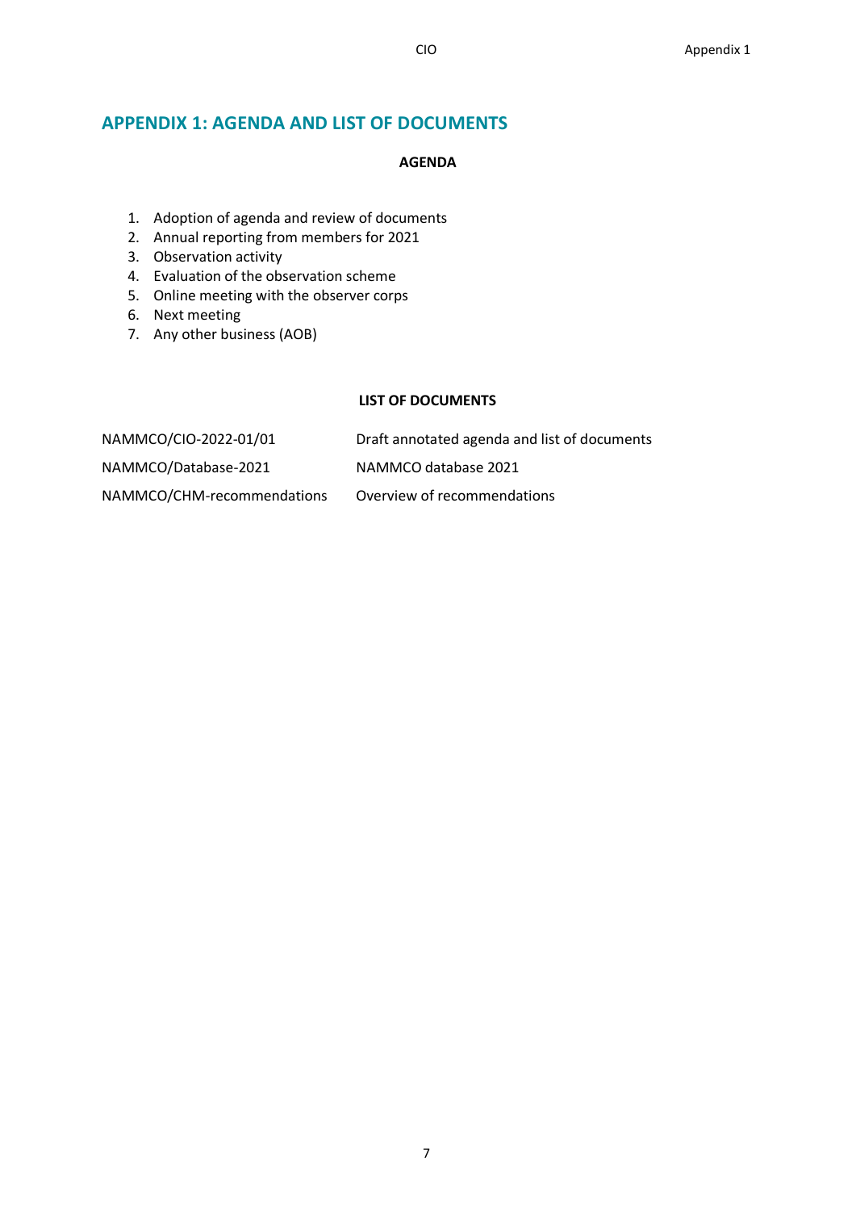## APPENDIX 1: AGENDA AND LIST OF DOCUMENTS

**AGENDA**

1. Adoption of agenda and review of documents
2. Annual reporting from members for 2021
3. Observation activity
4. Evaluation of the observation scheme
5. Online meeting with the observer corps
6. Next meeting
7. Any other business (AOB)

**LIST OF DOCUMENTS**

| | |
|---|---|
| NAMMCO/CIO-2022-01/01 | Draft annotated agenda and list of documents |
| NAMMCO/Database-2021 | NAMMCO database 2021 |
| NAMMCO/CHM-recommendations | Overview of recommendations |